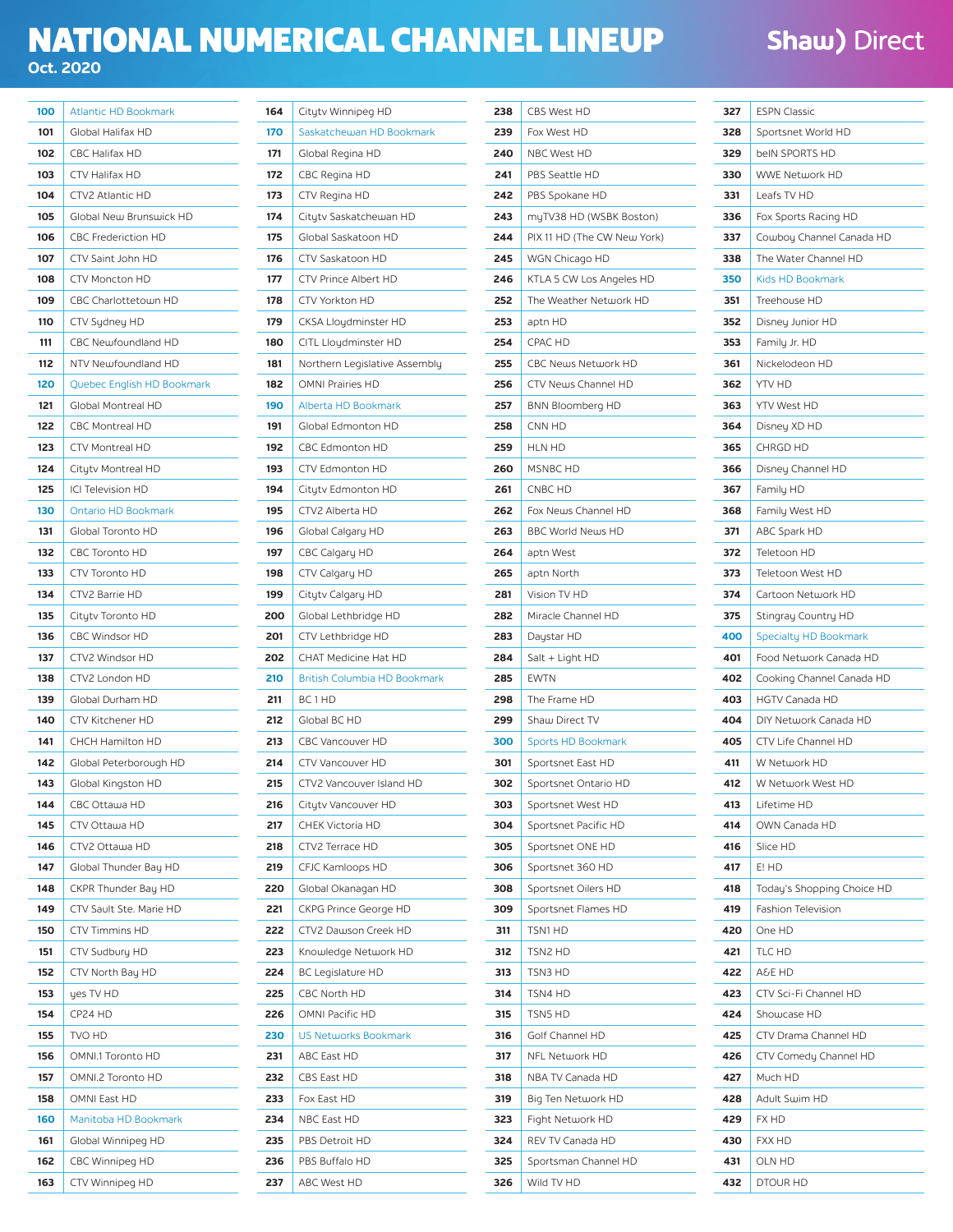# NATIONAL NUMERICAL CHANNEL LINEUP

Oct. 2020

Shaw) Direct

| Channel | Name |
|---|---|
| 100 | Atlantic HD Bookmark |
| 101 | Global Halifax HD |
| 102 | CBC Halifax HD |
| 103 | CTV Halifax HD |
| 104 | CTV2 Atlantic HD |
| 105 | Global New Brunswick HD |
| 106 | CBC Frederiction HD |
| 107 | CTV Saint John HD |
| 108 | CTV Moncton HD |
| 109 | CBC Charlottetown HD |
| 110 | CTV Sydney HD |
| 111 | CBC Newfoundland HD |
| 112 | NTV Newfoundland HD |
| 120 | Quebec English HD Bookmark |
| 121 | Global Montreal HD |
| 122 | CBC Montreal HD |
| 123 | CTV Montreal HD |
| 124 | Citytv Montreal HD |
| 125 | ICI Television HD |
| 130 | Ontario HD Bookmark |
| 131 | Global Toronto HD |
| 132 | CBC Toronto HD |
| 133 | CTV Toronto HD |
| 134 | CTV2 Barrie HD |
| 135 | Citytv Toronto HD |
| 136 | CBC Windsor HD |
| 137 | CTV2 Windsor HD |
| 138 | CTV2 London HD |
| 139 | Global Durham HD |
| 140 | CTV Kitchener HD |
| 141 | CHCH Hamilton HD |
| 142 | Global Peterborough HD |
| 143 | Global Kingston HD |
| 144 | CBC Ottawa HD |
| 145 | CTV Ottawa HD |
| 146 | CTV2 Ottawa HD |
| 147 | Global Thunder Bay HD |
| 148 | CKPR Thunder Bay HD |
| 149 | CTV Sault Ste. Marie HD |
| 150 | CTV Timmins HD |
| 151 | CTV Sudbury HD |
| 152 | CTV North Bay HD |
| 153 | yes TV HD |
| 154 | CP24 HD |
| 155 | TVO HD |
| 156 | OMNI.1 Toronto HD |
| 157 | OMNI.2 Toronto HD |
| 158 | OMNI East HD |
| 160 | Manitoba HD Bookmark |
| 161 | Global Winnipeg HD |
| 162 | CBC Winnipeg HD |
| 163 | CTV Winnipeg HD |
| 164 | Citytv Winnipeg HD |
| 170 | Saskatchewan HD Bookmark |
| 171 | Global Regina HD |
| 172 | CBC Regina HD |
| 173 | CTV Regina HD |
| 174 | Citytv Saskatchewan HD |
| 175 | Global Saskatoon HD |
| 176 | CTV Saskatoon HD |
| 177 | CTV Prince Albert HD |
| 178 | CTV Yorkton HD |
| 179 | CKSA Lloydminster HD |
| 180 | CITL Lloydminster HD |
| 181 | Northern Legislative Assembly |
| 182 | OMNI Prairies HD |
| 190 | Alberta HD Bookmark |
| 191 | Global Edmonton HD |
| 192 | CBC Edmonton HD |
| 193 | CTV Edmonton HD |
| 194 | Citytv Edmonton HD |
| 195 | CTV2 Alberta HD |
| 196 | Global Calgary HD |
| 197 | CBC Calgary HD |
| 198 | CTV Calgary HD |
| 199 | Citytv Calgary HD |
| 200 | Global Lethbridge HD |
| 201 | CTV Lethbridge HD |
| 202 | CHAT Medicine Hat HD |
| 210 | British Columbia HD Bookmark |
| 211 | BC 1 HD |
| 212 | Global BC HD |
| 213 | CBC Vancouver HD |
| 214 | CTV Vancouver HD |
| 215 | CTV2 Vancouver Island HD |
| 216 | Citytv Vancouver HD |
| 217 | CHEK Victoria HD |
| 218 | CTV2 Terrace HD |
| 219 | CFJC Kamloops HD |
| 220 | Global Okanagan HD |
| 221 | CKPG Prince George HD |
| 222 | CTV2 Dawson Creek HD |
| 223 | Knowledge Network HD |
| 224 | BC Legislature HD |
| 225 | CBC North HD |
| 226 | OMNI Pacific HD |
| 230 | US Networks Bookmark |
| 231 | ABC East HD |
| 232 | CBS East HD |
| 233 | Fox East HD |
| 234 | NBC East HD |
| 235 | PBS Detroit HD |
| 236 | PBS Buffalo HD |
| 237 | ABC West HD |
| 238 | CBS West HD |
| 239 | Fox West HD |
| 240 | NBC West HD |
| 241 | PBS Seattle HD |
| 242 | PBS Spokane HD |
| 243 | myTV38 HD (WSBK Boston) |
| 244 | PIX 11 HD (The CW New York) |
| 245 | WGN Chicago HD |
| 246 | KTLA 5 CW Los Angeles HD |
| 252 | The Weather Network HD |
| 253 | aptn HD |
| 254 | CPAC HD |
| 255 | CBC News Network HD |
| 256 | CTV News Channel HD |
| 257 | BNN Bloomberg HD |
| 258 | CNN HD |
| 259 | HLN HD |
| 260 | MSNBC HD |
| 261 | CNBC HD |
| 262 | Fox News Channel HD |
| 263 | BBC World News HD |
| 264 | aptn West |
| 265 | aptn North |
| 281 | Vision TV HD |
| 282 | Miracle Channel HD |
| 283 | Daystar HD |
| 284 | Salt + Light HD |
| 285 | EWTN |
| 298 | The Frame HD |
| 299 | Shaw Direct TV |
| 300 | Sports HD Bookmark |
| 301 | Sportsnet East HD |
| 302 | Sportsnet Ontario HD |
| 303 | Sportsnet West HD |
| 304 | Sportsnet Pacific HD |
| 305 | Sportsnet ONE HD |
| 306 | Sportsnet 360 HD |
| 308 | Sportsnet Oilers HD |
| 309 | Sportsnet Flames HD |
| 311 | TSN1 HD |
| 312 | TSN2 HD |
| 313 | TSN3 HD |
| 314 | TSN4 HD |
| 315 | TSN5 HD |
| 316 | Golf Channel HD |
| 317 | NFL Network HD |
| 318 | NBA TV Canada HD |
| 319 | Big Ten Network HD |
| 323 | Fight Network HD |
| 324 | REV TV Canada HD |
| 325 | Sportsman Channel HD |
| 326 | Wild TV HD |
| 327 | ESPN Classic |
| 328 | Sportsnet World HD |
| 329 | beIN SPORTS HD |
| 330 | WWE Network HD |
| 331 | Leafs TV HD |
| 336 | Fox Sports Racing HD |
| 337 | Cowboy Channel Canada HD |
| 338 | The Water Channel HD |
| 350 | Kids HD Bookmark |
| 351 | Treehouse HD |
| 352 | Disney Junior HD |
| 353 | Family Jr. HD |
| 361 | Nickelodeon HD |
| 362 | YTV HD |
| 363 | YTV West HD |
| 364 | Disney XD HD |
| 365 | CHRGD HD |
| 366 | Disney Channel HD |
| 367 | Family HD |
| 368 | Family West HD |
| 371 | ABC Spark HD |
| 372 | Teletoon HD |
| 373 | Teletoon West HD |
| 374 | Cartoon Network HD |
| 375 | Stingray Country HD |
| 400 | Specialty HD Bookmark |
| 401 | Food Network Canada HD |
| 402 | Cooking Channel Canada HD |
| 403 | HGTV Canada HD |
| 404 | DIY Network Canada HD |
| 405 | CTV Life Channel HD |
| 411 | W Network HD |
| 412 | W Network West HD |
| 413 | Lifetime HD |
| 414 | OWN Canada HD |
| 416 | Slice HD |
| 417 | E! HD |
| 418 | Today's Shopping Choice HD |
| 419 | Fashion Television |
| 420 | One HD |
| 421 | TLC HD |
| 422 | A&E HD |
| 423 | CTV Sci-Fi Channel HD |
| 424 | Showcase HD |
| 425 | CTV Drama Channel HD |
| 426 | CTV Comedy Channel HD |
| 427 | Much HD |
| 428 | Adult Swim HD |
| 429 | FX HD |
| 430 | FXX HD |
| 431 | OLN HD |
| 432 | DTOUR HD |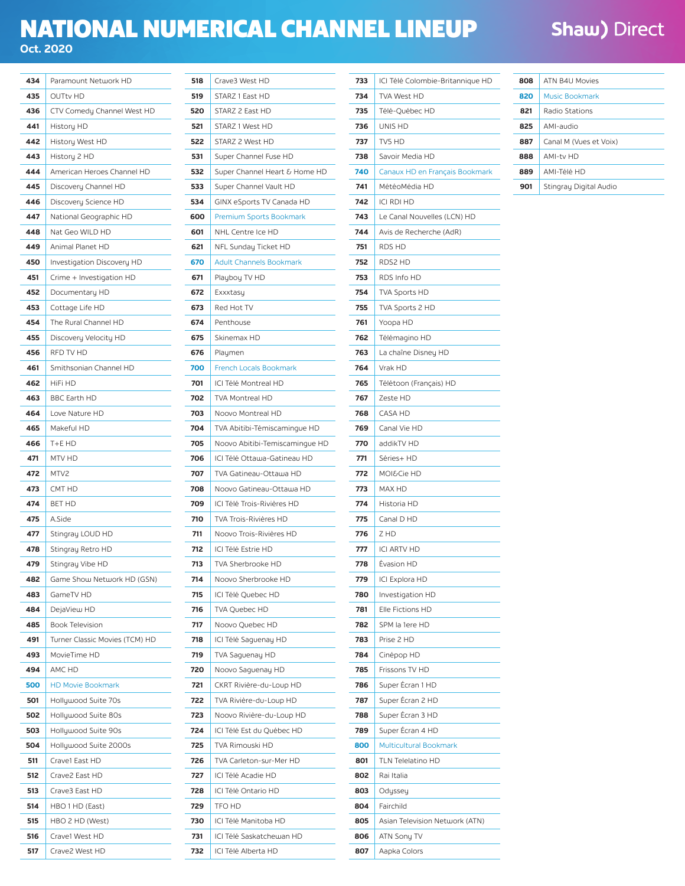# NATIONAL NUMERICAL CHANNEL LINEUP

Oct. 2020

Shaw) Direct

| | |
|---|---|
| 434 | Paramount Network HD |
| 435 | OUTtv HD |
| 436 | CTV Comedy Channel West HD |
| 441 | History HD |
| 442 | History West HD |
| 443 | History 2 HD |
| 444 | American Heroes Channel HD |
| 445 | Discovery Channel HD |
| 446 | Discovery Science HD |
| 447 | National Geographic HD |
| 448 | Nat Geo WILD HD |
| 449 | Animal Planet HD |
| 450 | Investigation Discovery HD |
| 451 | Crime + Investigation HD |
| 452 | Documentary HD |
| 453 | Cottage Life HD |
| 454 | The Rural Channel HD |
| 455 | Discovery Velocity HD |
| 456 | RFD TV HD |
| 461 | Smithsonian Channel HD |
| 462 | HiFi HD |
| 463 | BBC Earth HD |
| 464 | Love Nature HD |
| 465 | Makeful HD |
| 466 | T+E HD |
| 471 | MTV HD |
| 472 | MTV2 |
| 473 | CMT HD |
| 474 | BET HD |
| 475 | A.Side |
| 477 | Stingray LOUD HD |
| 478 | Stingray Retro HD |
| 479 | Stingray Vibe HD |
| 482 | Game Show Network HD (GSN) |
| 483 | GameTV HD |
| 484 | DejaView HD |
| 485 | Book Television |
| 491 | Turner Classic Movies (TCM) HD |
| 493 | MovieTime HD |
| 494 | AMC HD |
| 500 | HD Movie Bookmark |
| 501 | Hollywood Suite 70s |
| 502 | Hollywood Suite 80s |
| 503 | Hollywood Suite 90s |
| 504 | Hollywood Suite 2000s |
| 511 | Crave1 East HD |
| 512 | Crave2 East HD |
| 513 | Crave3 East HD |
| 514 | HBO 1 HD (East) |
| 515 | HBO 2 HD (West) |
| 516 | Crave1 West HD |
| 517 | Crave2 West HD |
| 518 | Crave3 West HD |
| 519 | STARZ 1 East HD |
| 520 | STARZ 2 East HD |
| 521 | STARZ 1 West HD |
| 522 | STARZ 2 West HD |
| 531 | Super Channel Fuse HD |
| 532 | Super Channel Heart & Home HD |
| 533 | Super Channel Vault HD |
| 534 | GINX eSports TV Canada HD |
| 600 | Premium Sports Bookmark |
| 601 | NHL Centre Ice HD |
| 621 | NFL Sunday Ticket HD |
| 670 | Adult Channels Bookmark |
| 671 | Playboy TV HD |
| 672 | Exxxtasy |
| 673 | Red Hot TV |
| 674 | Penthouse |
| 675 | Skinemax HD |
| 676 | Playmen |
| 700 | French Locals Bookmark |
| 701 | ICI Télé Montreal HD |
| 702 | TVA Montreal HD |
| 703 | Noovo Montreal HD |
| 704 | TVA Abitibi-Témiscamingue HD |
| 705 | Noovo Abitibi-Temiscamingue HD |
| 706 | ICI Télé Ottawa-Gatineau HD |
| 707 | TVA Gatineau-Ottawa HD |
| 708 | Noovo Gatineau-Ottawa HD |
| 709 | ICI Télé Trois-Rivières HD |
| 710 | TVA Trois-Rivières HD |
| 711 | Noovo Trois-Rivières HD |
| 712 | ICI Télé Estrie HD |
| 713 | TVA Sherbrooke HD |
| 714 | Noovo Sherbrooke HD |
| 715 | ICI Télé Quebec HD |
| 716 | TVA Quebec HD |
| 717 | Noovo Quebec HD |
| 718 | ICI Télé Saguenay HD |
| 719 | TVA Saguenay HD |
| 720 | Noovo Saguenay HD |
| 721 | CKRT Rivière-du-Loup HD |
| 722 | TVA Rivière-du-Loup HD |
| 723 | Noovo Rivière-du-Loup HD |
| 724 | ICI Télé Est du Québec HD |
| 725 | TVA Rimouski HD |
| 726 | TVA Carleton-sur-Mer HD |
| 727 | ICI Télé Acadie HD |
| 728 | ICI Télé Ontario HD |
| 729 | TFO HD |
| 730 | ICI Télé Manitoba HD |
| 731 | ICI Télé Saskatchewan HD |
| 732 | ICI Télé Alberta HD |
| 733 | ICI Télé Colombie-Britannique HD |
| 734 | TVA West HD |
| 735 | Télé-Québec HD |
| 736 | UNIS HD |
| 737 | TV5 HD |
| 738 | Savoir Media HD |
| 740 | Canaux HD en Français Bookmark |
| 741 | MétéoMédia HD |
| 742 | ICI RDI HD |
| 743 | Le Canal Nouvelles (LCN) HD |
| 744 | Avis de Recherche (AdR) |
| 751 | RDS HD |
| 752 | RDS2 HD |
| 753 | RDS Info HD |
| 754 | TVA Sports HD |
| 755 | TVA Sports 2 HD |
| 761 | Yoopa HD |
| 762 | Télémagino HD |
| 763 | La chaîne Disney HD |
| 764 | Vrak HD |
| 765 | Télétoon (Français) HD |
| 767 | Zeste HD |
| 768 | CASA HD |
| 769 | Canal Vie HD |
| 770 | addikTV HD |
| 771 | Séries+ HD |
| 772 | MOI&Cie HD |
| 773 | MAX HD |
| 774 | Historia HD |
| 775 | Canal D HD |
| 776 | Z HD |
| 777 | ICI ARTV HD |
| 778 | Évasion HD |
| 779 | ICI Explora HD |
| 780 | Investigation HD |
| 781 | Elle Fictions HD |
| 782 | SPM la 1ere HD |
| 783 | Prise 2 HD |
| 784 | Cinépop HD |
| 785 | Frissons TV HD |
| 786 | Super Écran 1 HD |
| 787 | Super Écran 2 HD |
| 788 | Super Écran 3 HD |
| 789 | Super Écran 4 HD |
| 800 | Multicultural Bookmark |
| 801 | TLN Telelatino HD |
| 802 | Rai Italia |
| 803 | Odyssey |
| 804 | Fairchild |
| 805 | Asian Television Network (ATN) |
| 806 | ATN Sony TV |
| 807 | Aapka Colors |
| 808 | ATN B4U Movies |
| 820 | Music Bookmark |
| 821 | Radio Stations |
| 825 | AMI-audio |
| 887 | Canal M (Vues et Voix) |
| 888 | AMI-tv HD |
| 889 | AMI-Télé HD |
| 901 | Stingray Digital Audio |